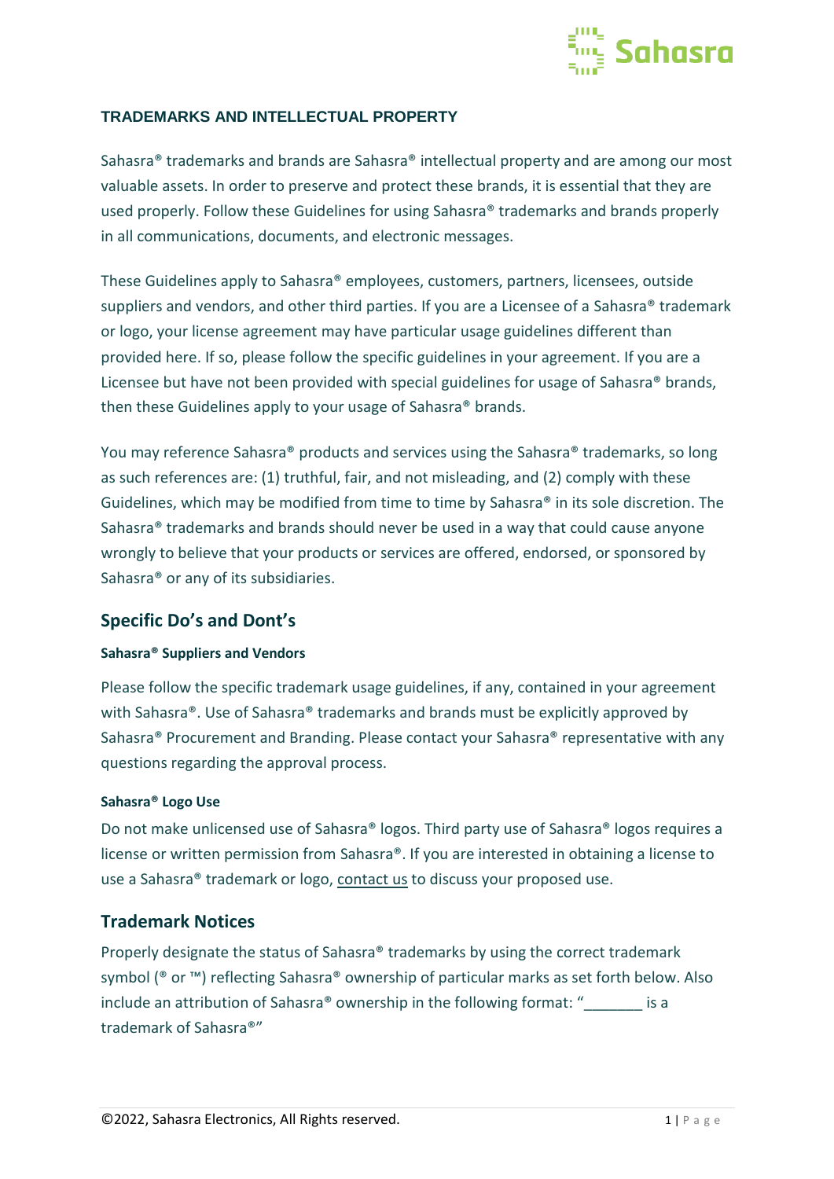## TRADEMARKS AND INTELLECTUAL PROPERTY

Sahasra® trademarks and brands are Sahasra® intellectual property and are among our most valuable assets. In order to preserve and protect these brands, it is essential that they are used properly. Follow these Guidelines for using Sahasra® trademarks and brands properly in all communications, documents, and electronic messages.

These Guidelines apply to Sahasra® employees, customers, partners, licensees, outside suppliers and vendors, and other third parties. If you are a Licensee of a Sahasra® trademark or logo, your license agreement may have particular usage guidelines different than provided here. If so, please follow the specific guidelines in your agreement. If you are a Licensee but have not been provided with special guidelines for usage of Sahasra® brands, then these Guidelines apply to your usage of Sahasra® brands.

You may reference Sahasra® products and services using the Sahasra® trademarks, so long as such references are: (1) truthful, fair, and not misleading, and (2) comply with these Guidelines, which may be modified from time to time by Sahasra® in its sole discretion. The Sahasra® trademarks and brands should never be used in a way that could cause anyone wrongly to believe that your products or services are offered, endorsed, or sponsored by Sahasra® or any of its subsidiaries.

## Specific Do's and Dont's

#### Sahasra® Suppliers and Vendors

Please follow the specific trademark usage guidelines, if any, contained in your agreement with Sahasra®. Use of Sahasra® trademarks and brands must be explicitly approved by Sahasra® Procurement and Branding. Please contact your Sahasra® representative with any questions regarding the approval process.

#### Sahasra® Logo Use

Do not make unlicensed use of Sahasra® logos. Third party use of Sahasra® logos requires a license or written permission from Sahasra®. If you are interested in obtaining a license to use a Sahasra® trademark or logo, contact us to discuss your proposed use.

## Trademark Notices

Properly designate the status of Sahasra® trademarks by using the correct trademark symbol (® or ™) reflecting Sahasra® ownership of particular marks as set forth below. Also include an attribution of Sahasra® ownership in the following format: "_______ is a trademark of Sahasra®"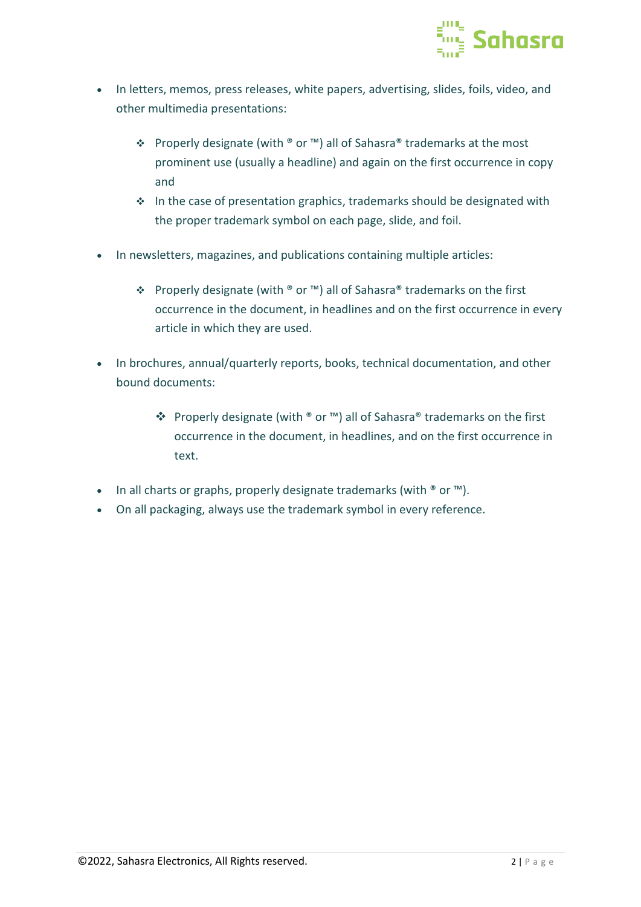- In letters, memos, press releases, white papers, advertising, slides, foils, video, and other multimedia presentations:
  - Properly designate (with ® or ™) all of Sahasra® trademarks at the most prominent use (usually a headline) and again on the first occurrence in copy and
  - In the case of presentation graphics, trademarks should be designated with the proper trademark symbol on each page, slide, and foil.
- In newsletters, magazines, and publications containing multiple articles:
  - Properly designate (with ® or ™) all of Sahasra® trademarks on the first occurrence in the document, in headlines and on the first occurrence in every article in which they are used.
- In brochures, annual/quarterly reports, books, technical documentation, and other bound documents:
  - Properly designate (with ® or ™) all of Sahasra® trademarks on the first occurrence in the document, in headlines, and on the first occurrence in text.
- In all charts or graphs, properly designate trademarks (with ® or ™).
- On all packaging, always use the trademark symbol in every reference.